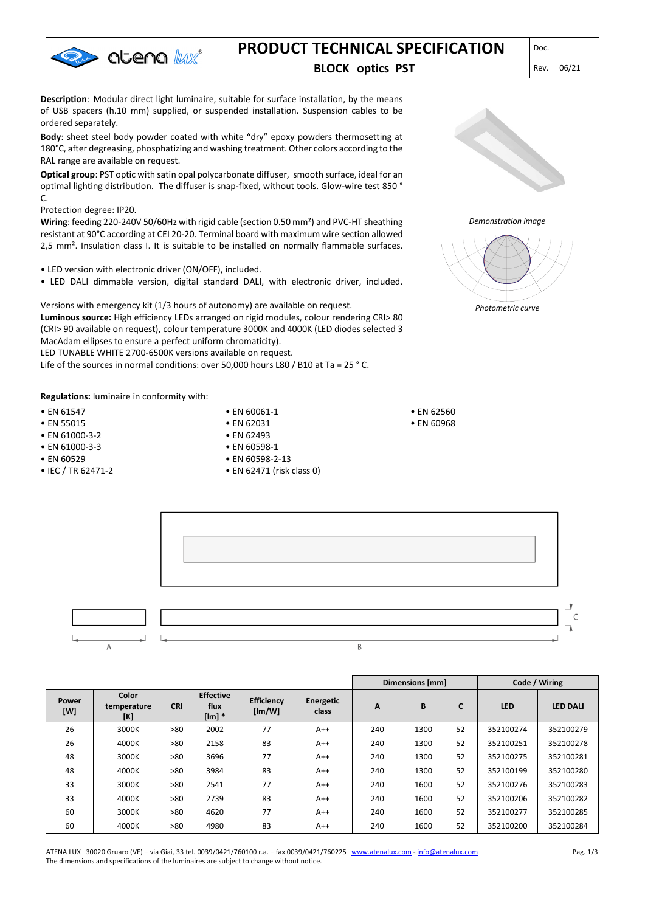# PRODUCT TECHNICAL SPECIFICATION

**BLOCK optics PST**

Doc.

Rev. 06/21

**Description**: Modular direct light luminaire, suitable for surface installation, by the means of USB spacers (h.10 mm) supplied, or suspended installation. Suspension cables to be ordered separately.

**Body**: sheet steel body powder coated with white "dry" epoxy powders thermosetting at 180°C, after degreasing, phosphatizing and washing treatment. Other colors according to the RAL range are available on request.

**Optical group**: PST optic with satin opal polycarbonate diffuser, smooth surface, ideal for an optimal lighting distribution. The diffuser is snap-fixed, without tools. Glow-wire test 850 ° C.

Protection degree: IP20.

**Wiring**: feeding 220-240V 50/60Hz with rigid cable (section 0.50 mm²) and PVC-HT sheathing resistant at 90°C according at CEI 20-20. Terminal board with maximum wire section allowed 2,5 mm². Insulation class I. It is suitable to be installed on normally flammable surfaces.

- LED version with electronic driver (ON/OFF), included.
- LED DALI dimmable version, digital standard DALI, with electronic driver, included.

Versions with emergency kit (1/3 hours of autonomy) are available on request.

**Luminous source:** High efficiency LEDs arranged on rigid modules, colour rendering CRI> 80 (CRI> 90 available on request), colour temperature 3000K and 4000K (LED diodes selected 3 MacAdam ellipses to ensure a perfect uniform chromaticity).

LED TUNABLE WHITE 2700-6500K versions available on request.

Life of the sources in normal conditions: over 50,000 hours L80 / B10 at Ta = 25 ° C.

*Demonstration image*

*Photometric curve*

**Regulations:** luminaire in conformity with:

- EN 61547
- EN 55015
- EN 61000-3-2
- EN 61000-3-3
- EN 60529
- IEC / TR 62471-2
- EN 60061-1
- EN 62031
- EN 62493
- EN 60598-1
- EN 60598-2-13
- EN 62471 (risk class 0)
- EN 62560
- EN 60968

| Power [W] | Color temperature [K] | CRI | Effective flux [lm] * | Efficiency [lm/W] | Energetic class | Dimensions [mm] | | | Code / Wiring | |
|---|---|---|---|---|---|---|---|---|---|---|
| | | | | | | A | B | C | LED | LED DALI |
| 26 | 3000K | >80 | 2002 | 77 | A++ | 240 | 1300 | 52 | 352100274 | 352100279 |
| 26 | 4000K | >80 | 2158 | 83 | A++ | 240 | 1300 | 52 | 352100251 | 352100278 |
| 48 | 3000K | >80 | 3696 | 77 | A++ | 240 | 1300 | 52 | 352100275 | 352100281 |
| 48 | 4000K | >80 | 3984 | 83 | A++ | 240 | 1300 | 52 | 352100199 | 352100280 |
| 33 | 3000K | >80 | 2541 | 77 | A++ | 240 | 1600 | 52 | 352100276 | 352100283 |
| 33 | 4000K | >80 | 2739 | 83 | A++ | 240 | 1600 | 52 | 352100206 | 352100282 |
| 60 | 3000K | >80 | 4620 | 77 | A++ | 240 | 1600 | 52 | 352100277 | 352100285 |
| 60 | 4000K | >80 | 4980 | 83 | A++ | 240 | 1600 | 52 | 352100200 | 352100284 |

ATENA LUX 30020 Gruaro (VE) – via Giai, 33 tel. 0039/0421/760100 r.a. – fax 0039/0421/760225 www.atenalux.com - info@atenalux.com
The dimensions and specifications of the luminaires are subject to change without notice.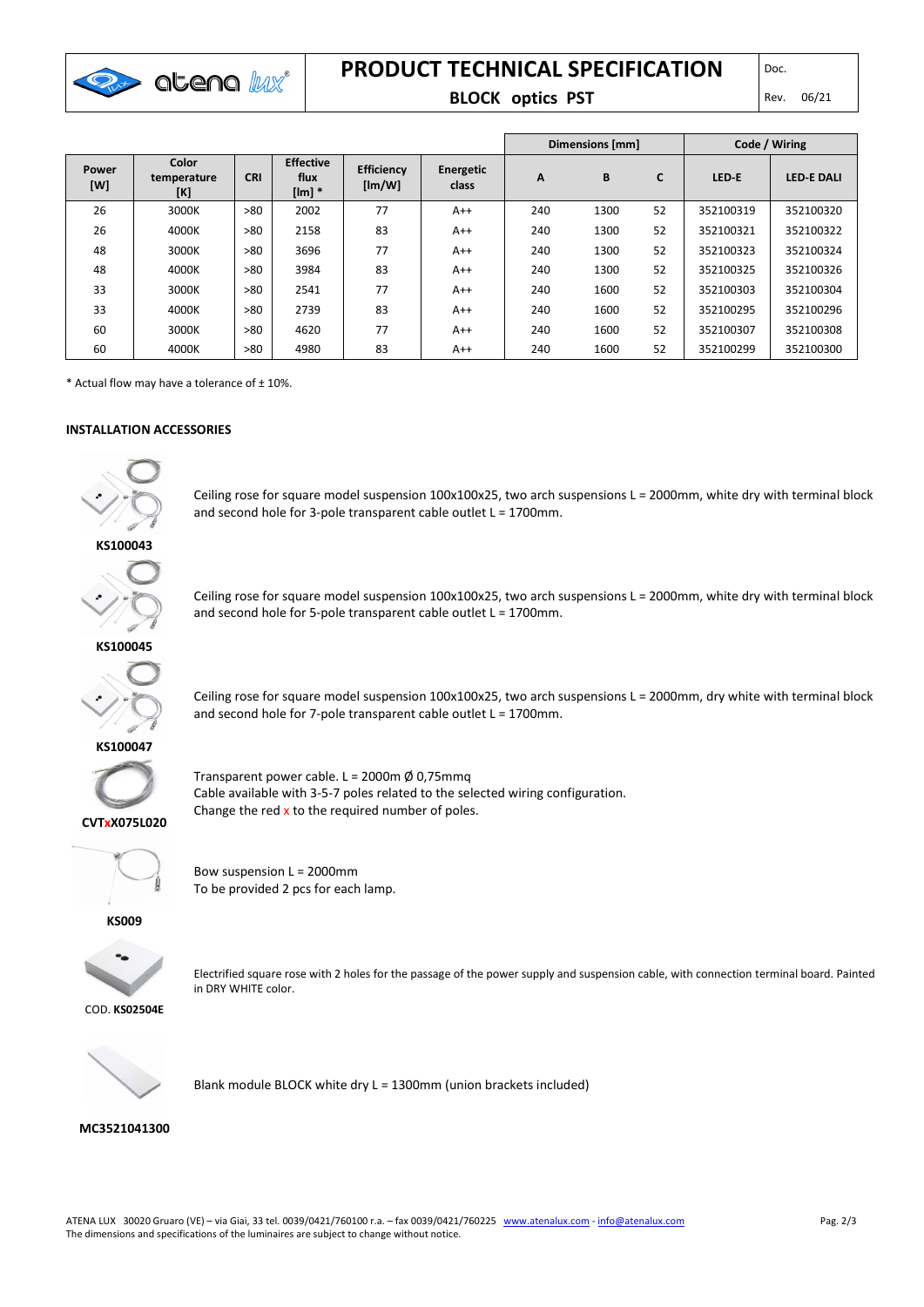# PRODUCT TECHNICAL SPECIFICATION

**BLOCK optics PST**

Doc.

Rev. 06/21

| Power [W] | Color temperature [K] | CRI | Effective flux [lm] * | Efficiency [lm/W] | Energetic class | Dimensions [mm] | | | Code / Wiring | |
|---|---|---|---|---|---|---|---|---|---|---|
| | | | | | | A | B | C | LED-E | LED-E DALI |
| 26 | 3000K | >80 | 2002 | 77 | A++ | 240 | 1300 | 52 | 352100319 | 352100320 |
| 26 | 4000K | >80 | 2158 | 83 | A++ | 240 | 1300 | 52 | 352100321 | 352100322 |
| 48 | 3000K | >80 | 3696 | 77 | A++ | 240 | 1300 | 52 | 352100323 | 352100324 |
| 48 | 4000K | >80 | 3984 | 83 | A++ | 240 | 1300 | 52 | 352100325 | 352100326 |
| 33 | 3000K | >80 | 2541 | 77 | A++ | 240 | 1600 | 52 | 352100303 | 352100304 |
| 33 | 4000K | >80 | 2739 | 83 | A++ | 240 | 1600 | 52 | 352100295 | 352100296 |
| 60 | 3000K | >80 | 4620 | 77 | A++ | 240 | 1600 | 52 | 352100307 | 352100308 |
| 60 | 4000K | >80 | 4980 | 83 | A++ | 240 | 1600 | 52 | 352100299 | 352100300 |

* Actual flow may have a tolerance of ± 10%.

## INSTALLATION ACCESSORIES

**KS100043**

Ceiling rose for square model suspension 100x100x25, two arch suspensions L = 2000mm, white dry with terminal block and second hole for 3-pole transparent cable outlet L = 1700mm.

**KS100045**

Ceiling rose for square model suspension 100x100x25, two arch suspensions L = 2000mm, white dry with terminal block and second hole for 5-pole transparent cable outlet L = 1700mm.

**KS100047**

Ceiling rose for square model suspension 100x100x25, two arch suspensions L = 2000mm, dry white with terminal block and second hole for 7-pole transparent cable outlet L = 1700mm.

**CVTxX075L020**

Transparent power cable. L = 2000m Ø 0,75mmq
Cable available with 3-5-7 poles related to the selected wiring configuration.
Change the red x to the required number of poles.

**KS009**

Bow suspension L = 2000mm
To be provided 2 pcs for each lamp.

COD. **KS02504E**

Electrified square rose with 2 holes for the passage of the power supply and suspension cable, with connection terminal board. Painted in DRY WHITE color.

**MC3521041300**

Blank module BLOCK white dry L = 1300mm (union brackets included)

ATENA LUX 30020 Gruaro (VE) – via Giai, 33 tel. 0039/0421/760100 r.a. – fax 0039/0421/760225 www.atenalux.com - info@atenalux.com
The dimensions and specifications of the luminaires are subject to change without notice.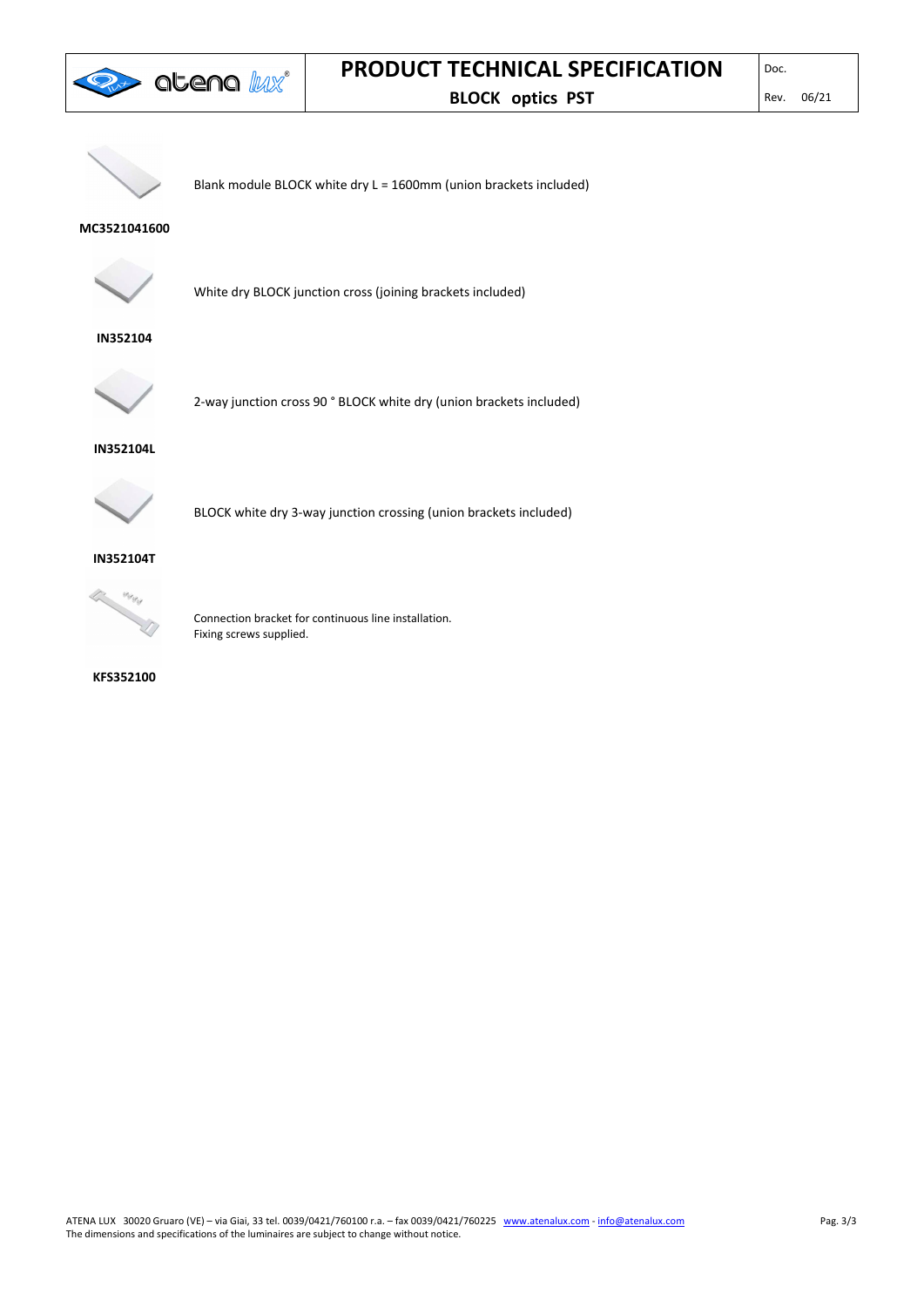Blank module BLOCK white dry L = 1600mm (union brackets included)

**MC3521041600**

White dry BLOCK junction cross (joining brackets included)

**IN352104**

2-way junction cross 90 ° BLOCK white dry (union brackets included)

**IN352104L**

BLOCK white dry 3-way junction crossing (union brackets included)

**IN352104T**

Connection bracket for continuous line installation.
Fixing screws supplied.

**KFS352100**